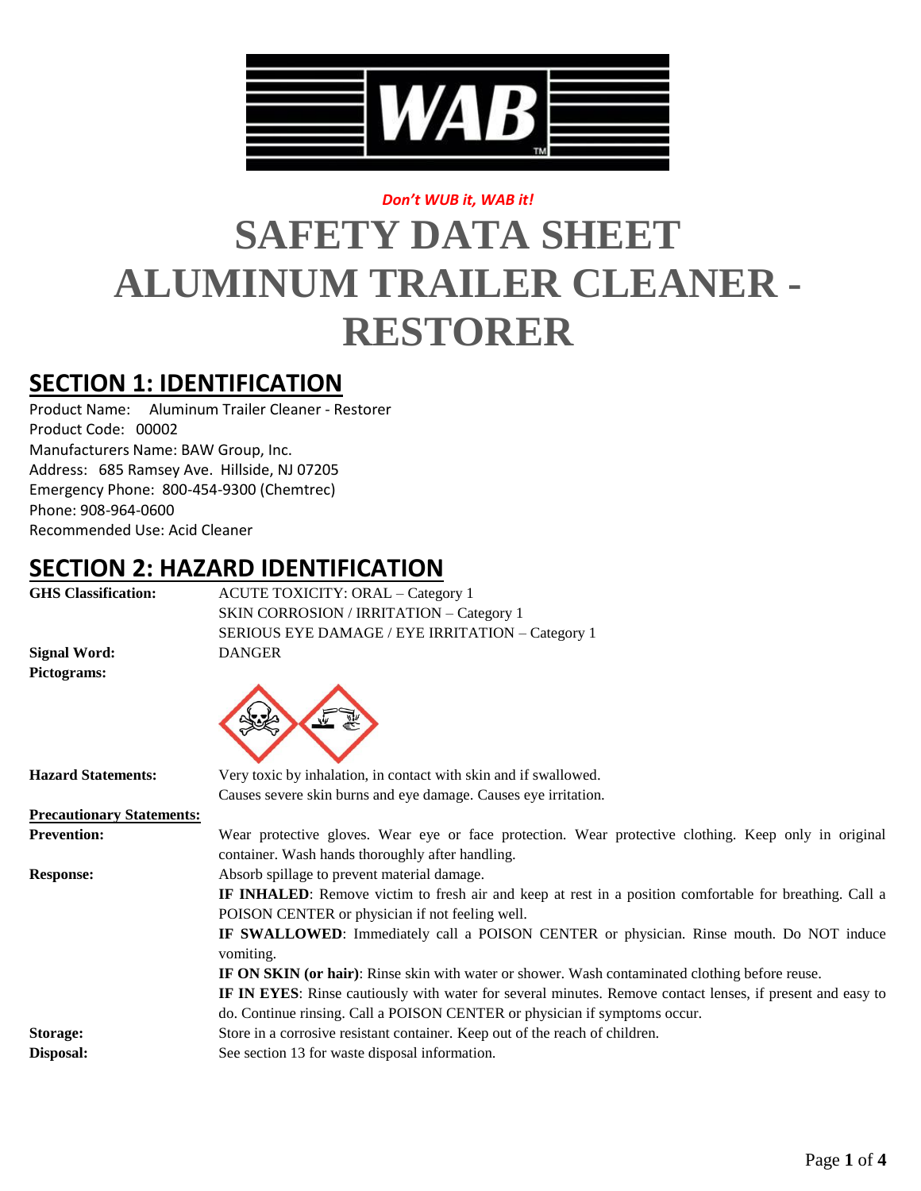WAB

*Don't WUB it, WAB it!*

# SAFETY DATA SHEET ALUMINUM TRAILER CLEANER - RESTORER

## SECTION 1: IDENTIFICATION

Product Name: Aluminum Trailer Cleaner - Restorer
Product Code: 00002
Manufacturers Name: BAW Group, Inc.
Address: 685 Ramsey Ave. Hillside, NJ 07205
Emergency Phone: 800-454-9300 (Chemtrec)
Phone: 908-964-0600
Recommended Use: Acid Cleaner

## SECTION 2: HAZARD IDENTIFICATION

**GHS Classification:** ACUTE TOXICITY: ORAL – Category 1
SKIN CORROSION / IRRITATION – Category 1
SERIOUS EYE DAMAGE / EYE IRRITATION – Category 1

**Signal Word:** DANGER

**Pictograms:**

**Hazard Statements:** Very toxic by inhalation, in contact with skin and if swallowed.
Causes severe skin burns and eye damage. Causes eye irritation.

**Precautionary Statements:**

**Prevention:** Wear protective gloves. Wear eye or face protection. Wear protective clothing. Keep only in original container. Wash hands thoroughly after handling.

**Response:** Absorb spillage to prevent material damage.
**IF INHALED**: Remove victim to fresh air and keep at rest in a position comfortable for breathing. Call a POISON CENTER or physician if not feeling well.
**IF SWALLOWED**: Immediately call a POISON CENTER or physician. Rinse mouth. Do NOT induce vomiting.
**IF ON SKIN (or hair)**: Rinse skin with water or shower. Wash contaminated clothing before reuse.
**IF IN EYES**: Rinse cautiously with water for several minutes. Remove contact lenses, if present and easy to do. Continue rinsing. Call a POISON CENTER or physician if symptoms occur.

**Storage:** Store in a corrosive resistant container. Keep out of the reach of children.

**Disposal:** See section 13 for waste disposal information.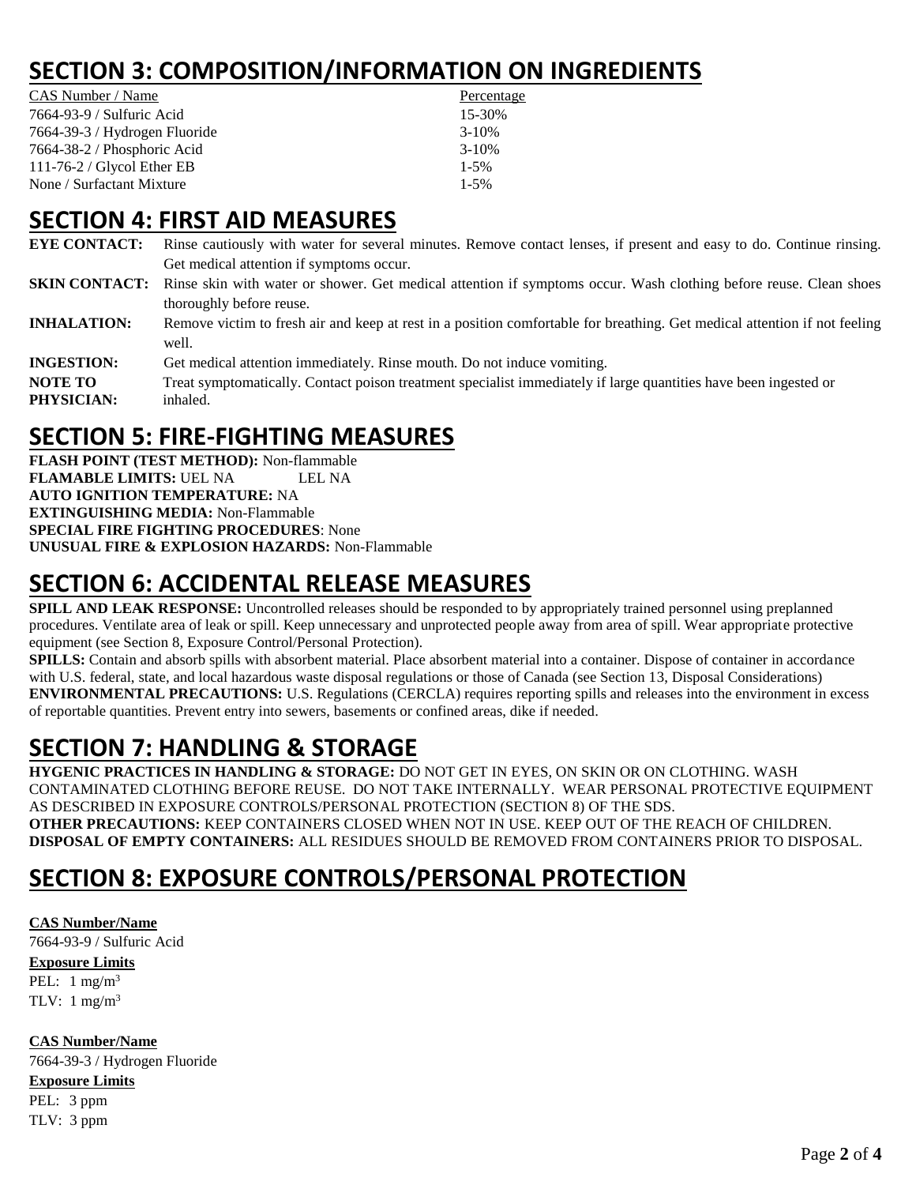# SECTION 3: COMPOSITION/INFORMATION ON INGREDIENTS

| CAS Number / Name | Percentage |
|---|---|
| 7664-93-9 / Sulfuric Acid | 15-30% |
| 7664-39-3 / Hydrogen Fluoride | 3-10% |
| 7664-38-2 / Phosphoric Acid | 3-10% |
| 111-76-2 / Glycol Ether EB | 1-5% |
| None / Surfactant Mixture | 1-5% |

# SECTION 4: FIRST AID MEASURES

**EYE CONTACT:** Rinse cautiously with water for several minutes. Remove contact lenses, if present and easy to do. Continue rinsing. Get medical attention if symptoms occur.

**SKIN CONTACT:** Rinse skin with water or shower. Get medical attention if symptoms occur. Wash clothing before reuse. Clean shoes thoroughly before reuse.

**INHALATION:** Remove victim to fresh air and keep at rest in a position comfortable for breathing. Get medical attention if not feeling well.

**INGESTION:** Get medical attention immediately. Rinse mouth. Do not induce vomiting.

**NOTE TO PHYSICIAN:** Treat symptomatically. Contact poison treatment specialist immediately if large quantities have been ingested or inhaled.

# SECTION 5: FIRE-FIGHTING MEASURES

**FLASH POINT (TEST METHOD):** Non-flammable
**FLAMABLE LIMITS:** UEL NA LEL NA
**AUTO IGNITION TEMPERATURE:** NA
**EXTINGUISHING MEDIA:** Non-Flammable
**SPECIAL FIRE FIGHTING PROCEDURES**: None
**UNUSUAL FIRE & EXPLOSION HAZARDS:** Non-Flammable

# SECTION 6: ACCIDENTAL RELEASE MEASURES

**SPILL AND LEAK RESPONSE:** Uncontrolled releases should be responded to by appropriately trained personnel using preplanned procedures. Ventilate area of leak or spill. Keep unnecessary and unprotected people away from area of spill. Wear appropriate protective equipment (see Section 8, Exposure Control/Personal Protection).

**SPILLS:** Contain and absorb spills with absorbent material. Place absorbent material into a container. Dispose of container in accordance with U.S. federal, state, and local hazardous waste disposal regulations or those of Canada (see Section 13, Disposal Considerations)

**ENVIRONMENTAL PRECAUTIONS:** U.S. Regulations (CERCLA) requires reporting spills and releases into the environment in excess of reportable quantities. Prevent entry into sewers, basements or confined areas, dike if needed.

# SECTION 7: HANDLING & STORAGE

**HYGENIC PRACTICES IN HANDLING & STORAGE:** DO NOT GET IN EYES, ON SKIN OR ON CLOTHING. WASH CONTAMINATED CLOTHING BEFORE REUSE. DO NOT TAKE INTERNALLY. WEAR PERSONAL PROTECTIVE EQUIPMENT AS DESCRIBED IN EXPOSURE CONTROLS/PERSONAL PROTECTION (SECTION 8) OF THE SDS.

**OTHER PRECAUTIONS:** KEEP CONTAINERS CLOSED WHEN NOT IN USE. KEEP OUT OF THE REACH OF CHILDREN.

**DISPOSAL OF EMPTY CONTAINERS:** ALL RESIDUES SHOULD BE REMOVED FROM CONTAINERS PRIOR TO DISPOSAL.

# SECTION 8: EXPOSURE CONTROLS/PERSONAL PROTECTION

**CAS Number/Name**
7664-93-9 / Sulfuric Acid
**Exposure Limits**
PEL: 1 $mg/m^3$
TLV: 1 $mg/m^3$

**CAS Number/Name**
7664-39-3 / Hydrogen Fluoride
**Exposure Limits**
PEL: 3 ppm
TLV: 3 ppm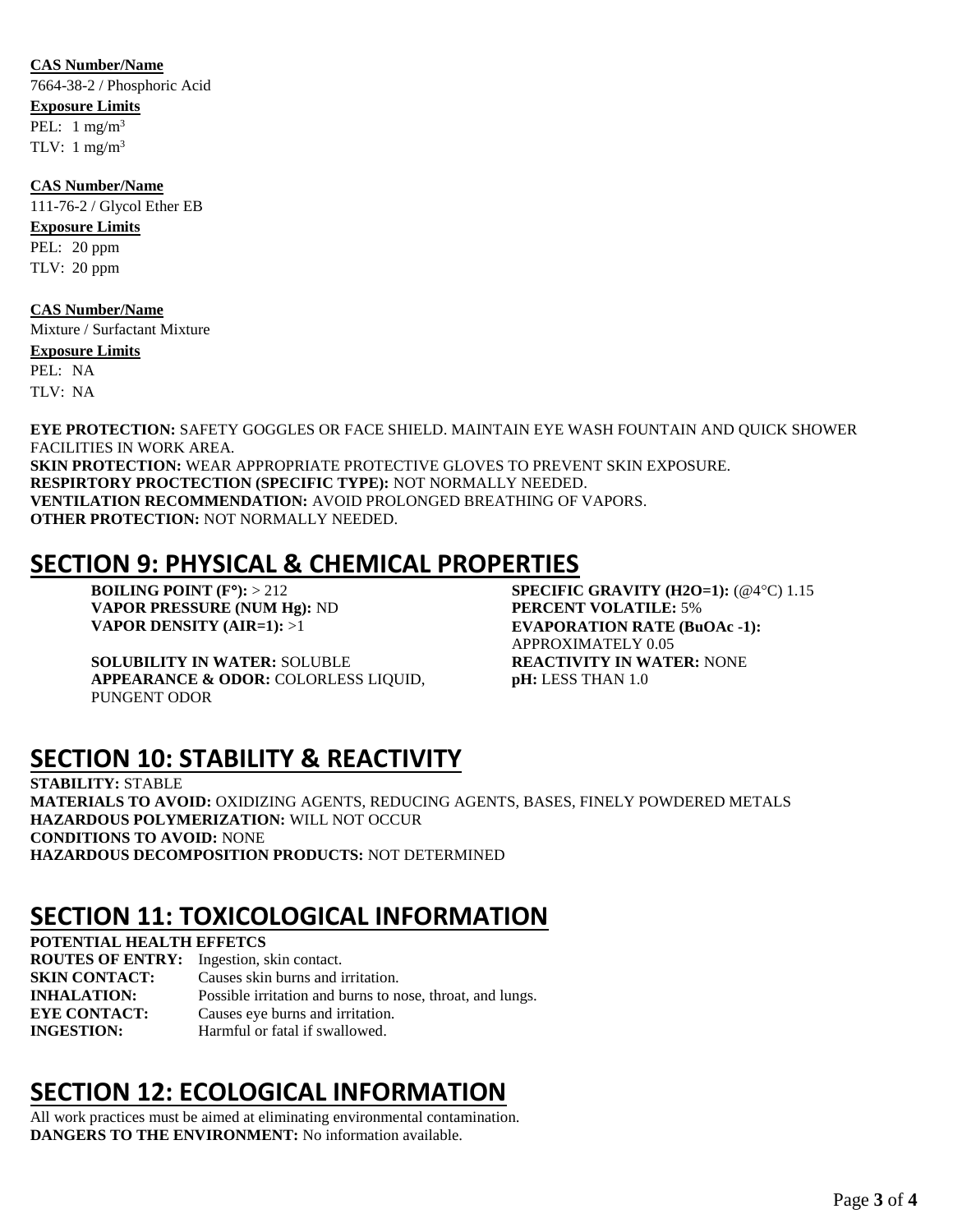**CAS Number/Name**

7664-38-2 / Phosphoric Acid

**Exposure Limits**

PEL: 1 mg/m$^3$

TLV: 1 mg/m$^3$

**CAS Number/Name**

111-76-2 / Glycol Ether EB

**Exposure Limits**

PEL: 20 ppm

TLV: 20 ppm

**CAS Number/Name**

Mixture / Surfactant Mixture

**Exposure Limits**

PEL: NA

TLV: NA

**EYE PROTECTION:** SAFETY GOGGLES OR FACE SHIELD. MAINTAIN EYE WASH FOUNTAIN AND QUICK SHOWER FACILITIES IN WORK AREA.
**SKIN PROTECTION:** WEAR APPROPRIATE PROTECTIVE GLOVES TO PREVENT SKIN EXPOSURE.
**RESPIRTORY PROCTECTION (SPECIFIC TYPE):** NOT NORMALLY NEEDED.
**VENTILATION RECOMMENDATION:** AVOID PROLONGED BREATHING OF VAPORS.
**OTHER PROTECTION:** NOT NORMALLY NEEDED.

# SECTION 9: PHYSICAL & CHEMICAL PROPERTIES

**BOILING POINT (F°):** > 212
**VAPOR PRESSURE (NUM Hg):** ND
**VAPOR DENSITY (AIR=1):** >1

**SOLUBILITY IN WATER:** SOLUBLE
**APPEARANCE & ODOR:** COLORLESS LIQUID, PUNGENT ODOR

**SPECIFIC GRAVITY (H2O=1):** (@4°C) 1.15
**PERCENT VOLATILE:** 5%
**EVAPORATION RATE (BuOAc -1):** APPROXIMATELY 0.05
**REACTIVITY IN WATER:** NONE
**pH:** LESS THAN 1.0

# SECTION 10: STABILITY & REACTIVITY

**STABILITY:** STABLE
**MATERIALS TO AVOID:** OXIDIZING AGENTS, REDUCING AGENTS, BASES, FINELY POWDERED METALS
**HAZARDOUS POLYMERIZATION:** WILL NOT OCCUR
**CONDITIONS TO AVOID:** NONE
**HAZARDOUS DECOMPOSITION PRODUCTS:** NOT DETERMINED

# SECTION 11: TOXICOLOGICAL INFORMATION

**POTENTIAL HEALTH EFFETCS**

**ROUTES OF ENTRY:** Ingestion, skin contact.
**SKIN CONTACT:** Causes skin burns and irritation.
**INHALATION:** Possible irritation and burns to nose, throat, and lungs.
**EYE CONTACT:** Causes eye burns and irritation.
**INGESTION:** Harmful or fatal if swallowed.

# SECTION 12: ECOLOGICAL INFORMATION

All work practices must be aimed at eliminating environmental contamination.
**DANGERS TO THE ENVIRONMENT:** No information available.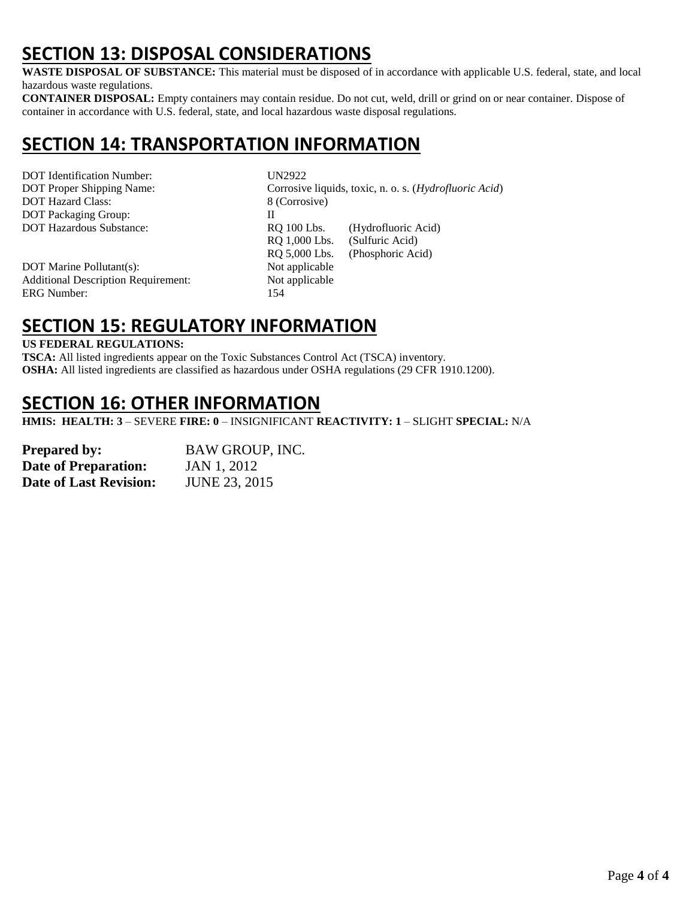## SECTION 13: DISPOSAL CONSIDERATIONS

**WASTE DISPOSAL OF SUBSTANCE:** This material must be disposed of in accordance with applicable U.S. federal, state, and local hazardous waste regulations.

**CONTAINER DISPOSAL:** Empty containers may contain residue. Do not cut, weld, drill or grind on or near container. Dispose of container in accordance with U.S. federal, state, and local hazardous waste disposal regulations.

## SECTION 14: TRANSPORTATION INFORMATION

| | | |
|---|---|---|
| DOT Identification Number: | UN2922 | |
| DOT Proper Shipping Name: | Corrosive liquids, toxic, n. o. s. (*Hydrofluoric Acid*) | |
| DOT Hazard Class: | 8 (Corrosive) | |
| DOT Packaging Group: | II | |
| DOT Hazardous Substance: | RQ 100 Lbs. | (Hydrofluoric Acid) |
| | RQ 1,000 Lbs. | (Sulfuric Acid) |
| | RQ 5,000 Lbs. | (Phosphoric Acid) |
| DOT Marine Pollutant(s): | Not applicable | |
| Additional Description Requirement: | Not applicable | |
| ERG Number: | 154 | |

## SECTION 15: REGULATORY INFORMATION

**US FEDERAL REGULATIONS:**

**TSCA:** All listed ingredients appear on the Toxic Substances Control Act (TSCA) inventory.

**OSHA:** All listed ingredients are classified as hazardous under OSHA regulations (29 CFR 1910.1200).

## SECTION 16: OTHER INFORMATION

**HMIS: HEALTH: 3** – SEVERE **FIRE: 0** – INSIGNIFICANT **REACTIVITY: 1** – SLIGHT **SPECIAL:** N/A

| | |
|---|---|
| **Prepared by:** | BAW GROUP, INC. |
| **Date of Preparation:** | JAN 1, 2012 |
| **Date of Last Revision:** | JUNE 23, 2015 |